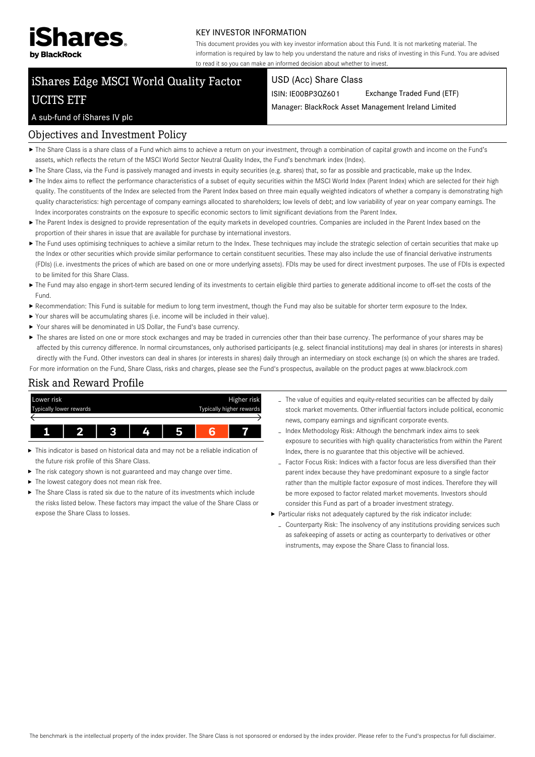iShares by BlackRock

KEY INVESTOR INFORMATION

This document provides you with key investor information about this Fund. It is not marketing material. The information is required by law to help you understand the nature and risks of investing in this Fund. You are advised to read it so you can make an informed decision about whether to invest.

# iShares Edge MSCI World Quality Factor UCITS ETF

A sub-fund of iShares IV plc

USD (Acc) Share Class

ISIN: IE00BP3QZ601 Exchange Traded Fund (ETF)

Manager: BlackRock Asset Management Ireland Limited

## Objectives and Investment Policy

- The Share Class is a share class of a Fund which aims to achieve a return on your investment, through a combination of capital growth and income on the Fund's assets, which reflects the return of the MSCI World Sector Neutral Quality Index, the Fund's benchmark index (Index).
- The Share Class, via the Fund is passively managed and invests in equity securities (e.g. shares) that, so far as possible and practicable, make up the Index.
- The Index aims to reflect the performance characteristics of a subset of equity securities within the MSCI World Index (Parent Index) which are selected for their high quality. The constituents of the Index are selected from the Parent Index based on three main equally weighted indicators of whether a company is demonstrating high quality characteristics: high percentage of company earnings allocated to shareholders; low levels of debt; and low variability of year on year company earnings. The Index incorporates constraints on the exposure to specific economic sectors to limit significant deviations from the Parent Index.
- The Parent Index is designed to provide representation of the equity markets in developed countries. Companies are included in the Parent Index based on the proportion of their shares in issue that are available for purchase by international investors.
- The Fund uses optimising techniques to achieve a similar return to the Index. These techniques may include the strategic selection of certain securities that make up the Index or other securities which provide similar performance to certain constituent securities. These may also include the use of financial derivative instruments (FDIs) (i.e. investments the prices of which are based on one or more underlying assets). FDIs may be used for direct investment purposes. The use of FDIs is expected to be limited for this Share Class.
- The Fund may also engage in short-term secured lending of its investments to certain eligible third parties to generate additional income to off-set the costs of the Fund.
- Recommendation: This Fund is suitable for medium to long term investment, though the Fund may also be suitable for shorter term exposure to the Index.
- Your shares will be accumulating shares (i.e. income will be included in their value).
- Your shares will be denominated in US Dollar, the Fund's base currency.
- The shares are listed on one or more stock exchanges and may be traded in currencies other than their base currency. The performance of your shares may be affected by this currency difference. In normal circumstances, only authorised participants (e.g. select financial institutions) may deal in shares (or interests in shares) directly with the Fund. Other investors can deal in shares (or interests in shares) daily through an intermediary on stock exchange (s) on which the shares are traded.

For more information on the Fund, Share Class, risks and charges, please see the Fund's prospectus, available on the product pages at www.blackrock.com

## Risk and Reward Profile

| Lower risk<br>Typically lower rewards | | | | | | Higher risk<br>Typically higher rewards |
|---|---|---|---|---|---|---|
| 1 | 2 | 3 | 4 | 5 | **6** | 7 |

- This indicator is based on historical data and may not be a reliable indication of the future risk profile of this Share Class.
- The risk category shown is not guaranteed and may change over time.
- The lowest category does not mean risk free.
- The Share Class is rated six due to the nature of its investments which include the risks listed below. These factors may impact the value of the Share Class or expose the Share Class to losses.
  - The value of equities and equity-related securities can be affected by daily stock market movements. Other influential factors include political, economic news, company earnings and significant corporate events.
  - Index Methodology Risk: Although the benchmark index aims to seek exposure to securities with high quality characteristics from within the Parent Index, there is no guarantee that this objective will be achieved.
  - Factor Focus Risk: Indices with a factor focus are less diversified than their parent index because they have predominant exposure to a single factor rather than the multiple factor exposure of most indices. Therefore they will be more exposed to factor related market movements. Investors should consider this Fund as part of a broader investment strategy.
- Particular risks not adequately captured by the risk indicator include:
  - Counterparty Risk: The insolvency of any institutions providing services such as safekeeping of assets or acting as counterparty to derivatives or other instruments, may expose the Share Class to financial loss.

The benchmark is the intellectual property of the index provider. The Share Class is not sponsored or endorsed by the index provider. Please refer to the Fund's prospectus for full disclaimer.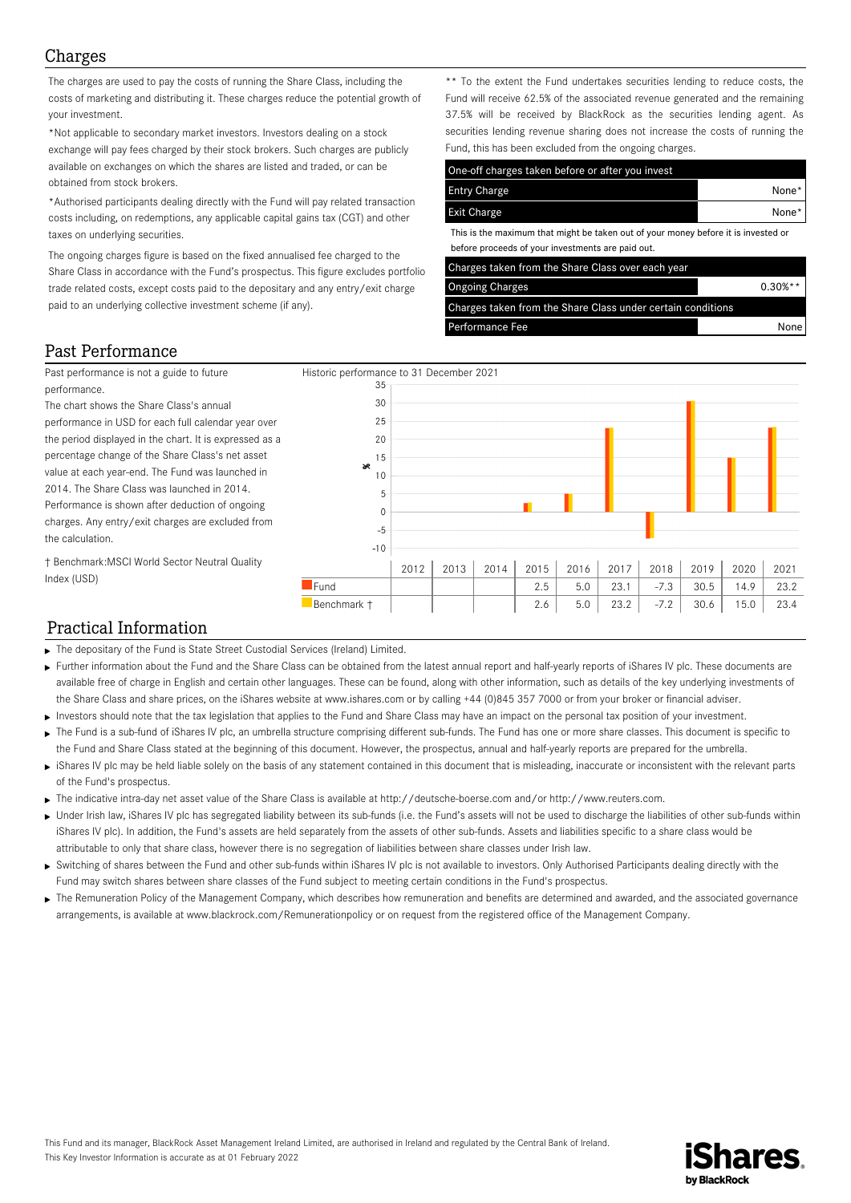## Charges

The charges are used to pay the costs of running the Share Class, including the costs of marketing and distributing it. These charges reduce the potential growth of your investment.

*Not applicable to secondary market investors. Investors dealing on a stock exchange will pay fees charged by their stock brokers. Such charges are publicly available on exchanges on which the shares are listed and traded, or can be obtained from stock brokers.

*Authorised participants dealing directly with the Fund will pay related transaction costs including, on redemptions, any applicable capital gains tax (CGT) and other taxes on underlying securities.

The ongoing charges figure is based on the fixed annualised fee charged to the Share Class in accordance with the Fund's prospectus. This figure excludes portfolio trade related costs, except costs paid to the depositary and any entry/exit charge paid to an underlying collective investment scheme (if any).

** To the extent the Fund undertakes securities lending to reduce costs, the Fund will receive 62.5% of the associated revenue generated and the remaining 37.5% will be received by BlackRock as the securities lending agent. As securities lending revenue sharing does not increase the costs of running the Fund, this has been excluded from the ongoing charges.

| One-off charges taken before or after you invest | |
|---|---|
| Entry Charge | None* |
| Exit Charge | None* |

This is the maximum that might be taken out of your money before it is invested or before proceeds of your investments are paid out.

| Charges taken from the Share Class over each year | |
|---|---|
| Ongoing Charges | 0.30%** |
| **Charges taken from the Share Class under certain conditions** | |
| Performance Fee | None |

## Past Performance

Past performance is not a guide to future performance.

The chart shows the Share Class's annual performance in USD for each full calendar year over the period displayed in the chart. It is expressed as a percentage change of the Share Class's net asset value at each year-end. The Fund was launched in 2014. The Share Class was launched in 2014.

Performance is shown after deduction of ongoing charges. Any entry/exit charges are excluded from the calculation.

† Benchmark:MSCI World Sector Neutral Quality Index (USD)

Historic performance to 31 December 2021

%

35
30
25
20
15
10
5
0
-5
-10

| | 2012 | 2013 | 2014 | 2015 | 2016 | 2017 | 2018 | 2019 | 2020 | 2021 |
|---|---|---|---|---|---|---|---|---|---|---|
| Fund | | | | 2.5 | 5.0 | 23.1 | -7.3 | 30.5 | 14.9 | 23.2 |
| Benchmark † | | | | 2.6 | 5.0 | 23.2 | -7.2 | 30.6 | 15.0 | 23.4 |

## Practical Information

- The depositary of the Fund is State Street Custodial Services (Ireland) Limited.
- Further information about the Fund and the Share Class can be obtained from the latest annual report and half-yearly reports of iShares IV plc. These documents are available free of charge in English and certain other languages. These can be found, along with other information, such as details of the key underlying investments of the Share Class and share prices, on the iShares website at www.ishares.com or by calling +44 (0)845 357 7000 or from your broker or financial adviser.
- Investors should note that the tax legislation that applies to the Fund and Share Class may have an impact on the personal tax position of your investment.
- The Fund is a sub-fund of iShares IV plc, an umbrella structure comprising different sub-funds. The Fund has one or more share classes. This document is specific to the Fund and Share Class stated at the beginning of this document. However, the prospectus, annual and half-yearly reports are prepared for the umbrella.
- iShares IV plc may be held liable solely on the basis of any statement contained in this document that is misleading, inaccurate or inconsistent with the relevant parts of the Fund's prospectus.
- The indicative intra-day net asset value of the Share Class is available at http://deutsche-boerse.com and/or http://www.reuters.com.
- Under Irish law, iShares IV plc has segregated liability between its sub-funds (i.e. the Fund's assets will not be used to discharge the liabilities of other sub-funds within iShares IV plc). In addition, the Fund's assets are held separately from the assets of other sub-funds. Assets and liabilities specific to a share class would be attributable to only that share class, however there is no segregation of liabilities between share classes under Irish law.
- Switching of shares between the Fund and other sub-funds within iShares IV plc is not available to investors. Only Authorised Participants dealing directly with the Fund may switch shares between share classes of the Fund subject to meeting certain conditions in the Fund's prospectus.
- The Remuneration Policy of the Management Company, which describes how remuneration and benefits are determined and awarded, and the associated governance arrangements, is available at www.blackrock.com/Remunerationpolicy or on request from the registered office of the Management Company.

This Fund and its manager, BlackRock Asset Management Ireland Limited, are authorised in Ireland and regulated by the Central Bank of Ireland.
This Key Investor Information is accurate as at 01 February 2022

iShares by BlackRock